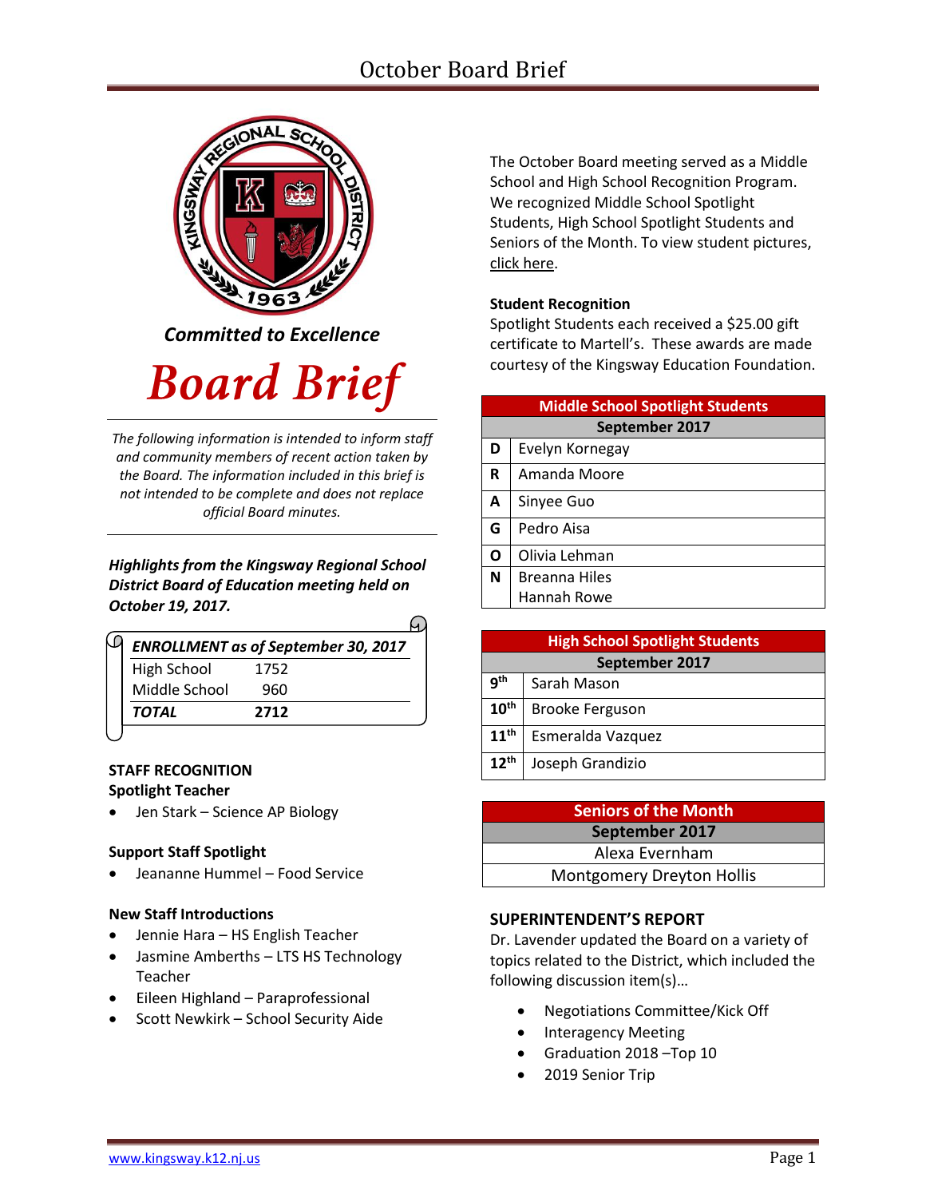# October Board Brief

*Committed to Excellence*

# *Board Brief*

*The following information is intended to inform staff and community members of recent action taken by the Board. The information included in this brief is not intended to be complete and does not replace official Board minutes.*

***Highlights from the Kingsway Regional School District Board of Education meeting held on October 19, 2017.***

| ***ENROLLMENT as of September 30, 2017*** | |
|---|---|
| High School | 1752 |
| Middle School | 960 |
| ***TOTAL*** | **2712** |

## STAFF RECOGNITION

**Spotlight Teacher**

- Jen Stark – Science AP Biology

**Support Staff Spotlight**

- Jeananne Hummel – Food Service

**New Staff Introductions**

- Jennie Hara – HS English Teacher
- Jasmine Amberths – LTS HS Technology Teacher
- Eileen Highland – Paraprofessional
- Scott Newkirk – School Security Aide

The October Board meeting served as a Middle School and High School Recognition Program. We recognized Middle School Spotlight Students, High School Spotlight Students and Seniors of the Month. To view student pictures, click here.

**Student Recognition**

Spotlight Students each received a $25.00 gift certificate to Martell's. These awards are made courtesy of the Kingsway Education Foundation.

| Middle School Spotlight Students | |
|---|---|
| September 2017 | |
| D | Evelyn Kornegay |
| R | Amanda Moore |
| A | Sinyee Guo |
| G | Pedro Aisa |
| O | Olivia Lehman |
| N | Breanna Hiles<br>Hannah Rowe |

| High School Spotlight Students | |
|---|---|
| September 2017 | |
| 9th | Sarah Mason |
| 10th | Brooke Ferguson |
| 11th | Esmeralda Vazquez |
| 12th | Joseph Grandizio |

| Seniors of the Month |
|---|
| September 2017 |
| Alexa Evernham |
| Montgomery Dreyton Hollis |

## SUPERINTENDENT'S REPORT

Dr. Lavender updated the Board on a variety of topics related to the District, which included the following discussion item(s)…

- Negotiations Committee/Kick Off
- Interagency Meeting
- Graduation 2018 –Top 10
- 2019 Senior Trip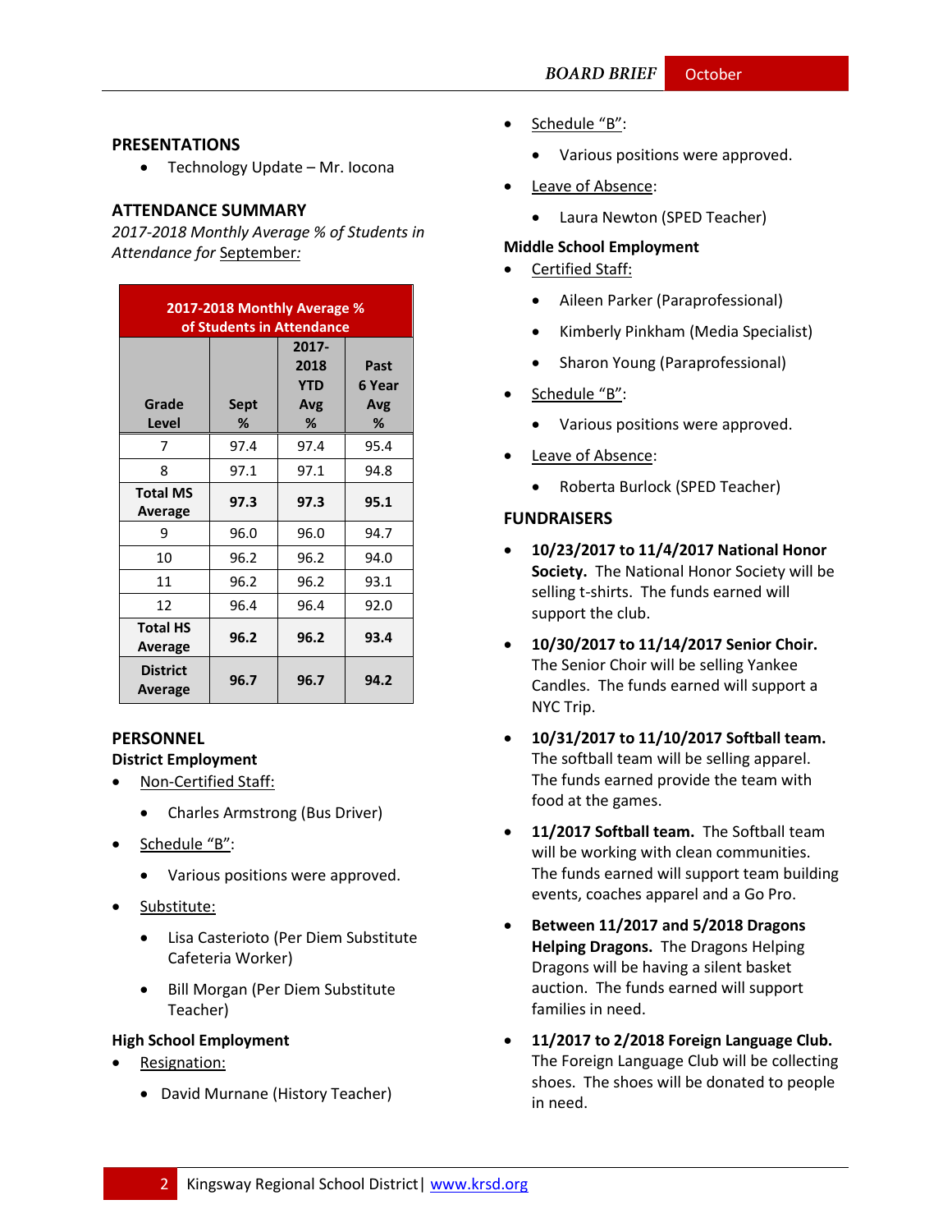## PRESENTATIONS

- Technology Update – Mr. Iocona

## ATTENDANCE SUMMARY

*2017-2018 Monthly Average % of Students in Attendance for* September:

| 2017-2018 Monthly Average % of Students in Attendance | | | |
|---|---|---|---|
| Grade Level | Sept % | 2017-2018 YTD Avg % | Past 6 Year Avg % |
| 7 | 97.4 | 97.4 | 95.4 |
| 8 | 97.1 | 97.1 | 94.8 |
| **Total MS Average** | **97.3** | **97.3** | **95.1** |
| 9 | 96.0 | 96.0 | 94.7 |
| 10 | 96.2 | 96.2 | 94.0 |
| 11 | 96.2 | 96.2 | 93.1 |
| 12 | 96.4 | 96.4 | 92.0 |
| **Total HS Average** | **96.2** | **96.2** | **93.4** |
| **District Average** | **96.7** | **96.7** | **94.2** |

## PERSONNEL

### District Employment

- Non-Certified Staff:
  - Charles Armstrong (Bus Driver)
- Schedule "B":
  - Various positions were approved.
- Substitute:
  - Lisa Casterioto (Per Diem Substitute Cafeteria Worker)
  - Bill Morgan (Per Diem Substitute Teacher)

### High School Employment

- Resignation:
  - David Murnane (History Teacher)
- Schedule "B":
  - Various positions were approved.
- Leave of Absence:
  - Laura Newton (SPED Teacher)

### Middle School Employment

- Certified Staff:
  - Aileen Parker (Paraprofessional)
  - Kimberly Pinkham (Media Specialist)
  - Sharon Young (Paraprofessional)
- Schedule "B":
  - Various positions were approved.
- Leave of Absence:
  - Roberta Burlock (SPED Teacher)

## FUNDRAISERS

- **10/23/2017 to 11/4/2017 National Honor Society.** The National Honor Society will be selling t-shirts. The funds earned will support the club.
- **10/30/2017 to 11/14/2017 Senior Choir.** The Senior Choir will be selling Yankee Candles. The funds earned will support a NYC Trip.
- **10/31/2017 to 11/10/2017 Softball team.** The softball team will be selling apparel. The funds earned provide the team with food at the games.
- **11/2017 Softball team.** The Softball team will be working with clean communities. The funds earned will support team building events, coaches apparel and a Go Pro.
- **Between 11/2017 and 5/2018 Dragons Helping Dragons.** The Dragons Helping Dragons will be having a silent basket auction. The funds earned will support families in need.
- **11/2017 to 2/2018 Foreign Language Club.** The Foreign Language Club will be collecting shoes. The shoes will be donated to people in need.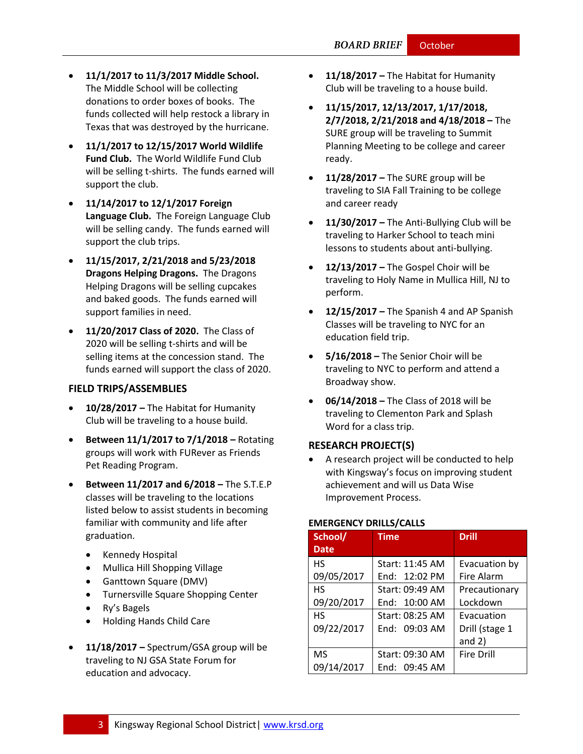- **11/1/2017 to 11/3/2017 Middle School.** The Middle School will be collecting donations to order boxes of books. The funds collected will help restock a library in Texas that was destroyed by the hurricane.
- **11/1/2017 to 12/15/2017 World Wildlife Fund Club.** The World Wildlife Fund Club will be selling t-shirts. The funds earned will support the club.
- **11/14/2017 to 12/1/2017 Foreign Language Club.** The Foreign Language Club will be selling candy. The funds earned will support the club trips.
- **11/15/2017, 2/21/2018 and 5/23/2018 Dragons Helping Dragons.** The Dragons Helping Dragons will be selling cupcakes and baked goods. The funds earned will support families in need.
- **11/20/2017 Class of 2020.** The Class of 2020 will be selling t-shirts and will be selling items at the concession stand. The funds earned will support the class of 2020.

## FIELD TRIPS/ASSEMBLIES

- **10/28/2017 –** The Habitat for Humanity Club will be traveling to a house build.
- **Between 11/1/2017 to 7/1/2018 –** Rotating groups will work with FURever as Friends Pet Reading Program.
- **Between 11/2017 and 6/2018 –** The S.T.E.P classes will be traveling to the locations listed below to assist students in becoming familiar with community and life after graduation.
  - Kennedy Hospital
  - Mullica Hill Shopping Village
  - Ganttown Square (DMV)
  - Turnersville Square Shopping Center
  - Ry's Bagels
  - Holding Hands Child Care
- **11/18/2017 –** Spectrum/GSA group will be traveling to NJ GSA State Forum for education and advocacy.
- **11/18/2017 –** The Habitat for Humanity Club will be traveling to a house build.
- **11/15/2017, 12/13/2017, 1/17/2018, 2/7/2018, 2/21/2018 and 4/18/2018 –** The SURE group will be traveling to Summit Planning Meeting to be college and career ready.
- **11/28/2017 –** The SURE group will be traveling to SIA Fall Training to be college and career ready
- **11/30/2017 –** The Anti-Bullying Club will be traveling to Harker School to teach mini lessons to students about anti-bullying.
- **12/13/2017 –** The Gospel Choir will be traveling to Holy Name in Mullica Hill, NJ to perform.
- **12/15/2017 –** The Spanish 4 and AP Spanish Classes will be traveling to NYC for an education field trip.
- **5/16/2018 –** The Senior Choir will be traveling to NYC to perform and attend a Broadway show.
- **06/14/2018 –** The Class of 2018 will be traveling to Clementon Park and Splash Word for a class trip.

## RESEARCH PROJECT(S)

- A research project will be conducted to help with Kingsway's focus on improving student achievement and will us Data Wise Improvement Process.

## EMERGENCY DRILLS/CALLS

| School/ Date | Time | Drill |
|---|---|---|
| HS 09/05/2017 | Start: 11:45 AM End: 12:02 PM | Evacuation by Fire Alarm |
| HS 09/20/2017 | Start: 09:49 AM End: 10:00 AM | Precautionary Lockdown |
| HS 09/22/2017 | Start: 08:25 AM End: 09:03 AM | Evacuation Drill (stage 1 and 2) |
| MS 09/14/2017 | Start: 09:30 AM End: 09:45 AM | Fire Drill |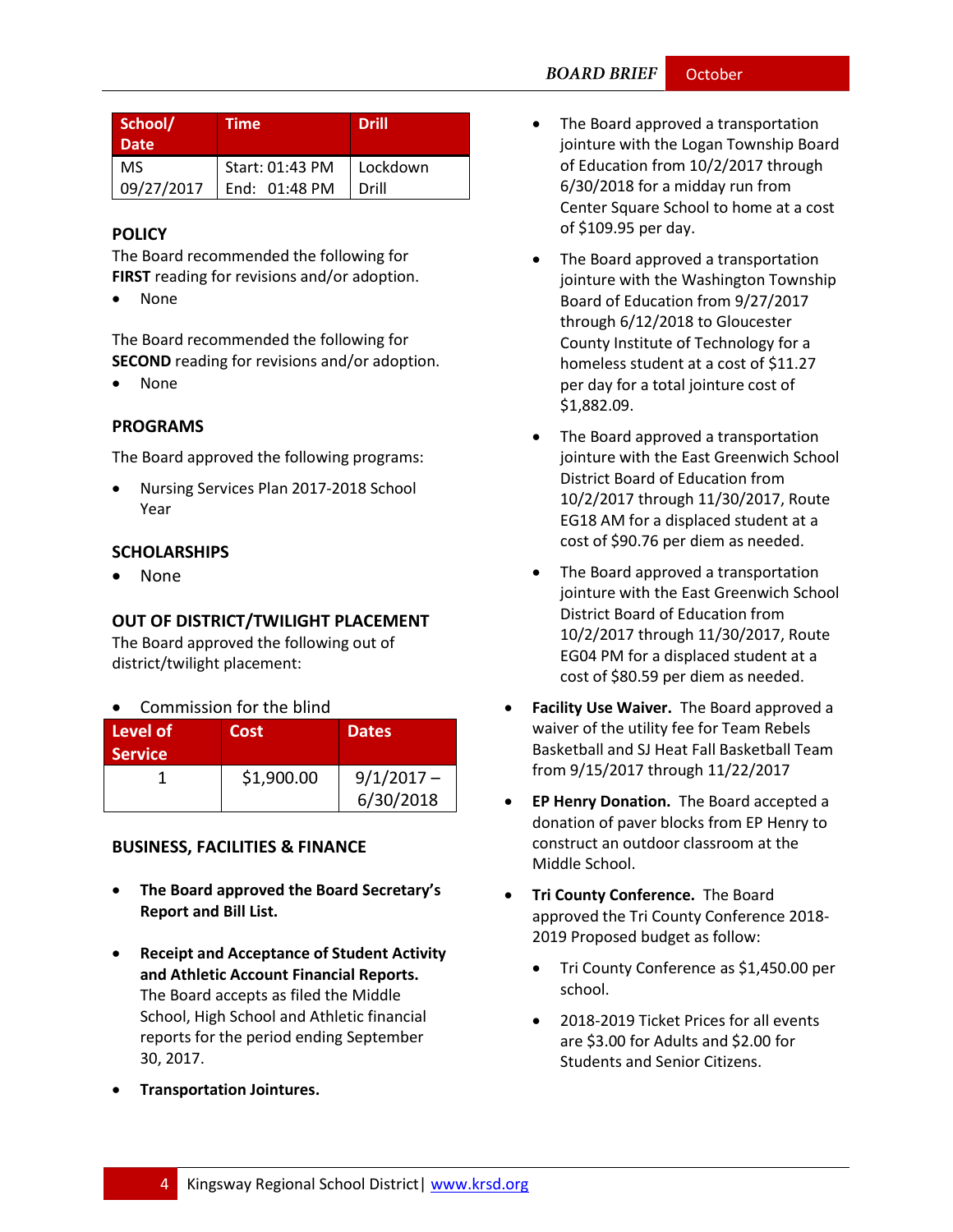| School/ Date | Time | Drill |
|---|---|---|
| MS 09/27/2017 | Start: 01:43 PM End: 01:48 PM | Lockdown Drill |

## POLICY

The Board recommended the following for **FIRST** reading for revisions and/or adoption.

- None

The Board recommended the following for **SECOND** reading for revisions and/or adoption.

- None

## PROGRAMS

The Board approved the following programs:

- Nursing Services Plan 2017-2018 School Year

## SCHOLARSHIPS

- None

## OUT OF DISTRICT/TWILIGHT PLACEMENT

The Board approved the following out of district/twilight placement:

- Commission for the blind

| Level of Service | Cost | Dates |
|---|---|---|
| 1 | $1,900.00 | 9/1/2017 – 6/30/2018 |

## BUSINESS, FACILITIES & FINANCE

- **The Board approved the Board Secretary's Report and Bill List.**
- **Receipt and Acceptance of Student Activity and Athletic Account Financial Reports.** The Board accepts as filed the Middle School, High School and Athletic financial reports for the period ending September 30, 2017.
- **Transportation Jointures.**
  - The Board approved a transportation jointure with the Logan Township Board of Education from 10/2/2017 through 6/30/2018 for a midday run from Center Square School to home at a cost of $109.95 per day.
  - The Board approved a transportation jointure with the Washington Township Board of Education from 9/27/2017 through 6/12/2018 to Gloucester County Institute of Technology for a homeless student at a cost of $11.27 per day for a total jointure cost of $1,882.09.
  - The Board approved a transportation jointure with the East Greenwich School District Board of Education from 10/2/2017 through 11/30/2017, Route EG18 AM for a displaced student at a cost of $90.76 per diem as needed.
  - The Board approved a transportation jointure with the East Greenwich School District Board of Education from 10/2/2017 through 11/30/2017, Route EG04 PM for a displaced student at a cost of $80.59 per diem as needed.
- **Facility Use Waiver.** The Board approved a waiver of the utility fee for Team Rebels Basketball and SJ Heat Fall Basketball Team from 9/15/2017 through 11/22/2017
- **EP Henry Donation.** The Board accepted a donation of paver blocks from EP Henry to construct an outdoor classroom at the Middle School.
- **Tri County Conference.** The Board approved the Tri County Conference 2018-2019 Proposed budget as follow:
  - Tri County Conference as $1,450.00 per school.
  - 2018-2019 Ticket Prices for all events are $3.00 for Adults and $2.00 for Students and Senior Citizens.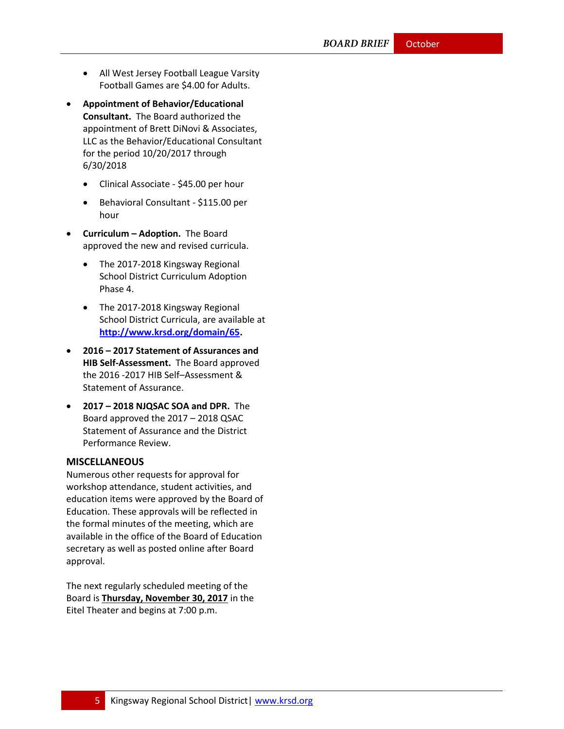- All West Jersey Football League Varsity Football Games are $4.00 for Adults.

- **Appointment of Behavior/Educational Consultant.** The Board authorized the appointment of Brett DiNovi & Associates, LLC as the Behavior/Educational Consultant for the period 10/20/2017 through 6/30/2018
  - Clinical Associate - $45.00 per hour
  - Behavioral Consultant - $115.00 per hour

- **Curriculum – Adoption.** The Board approved the new and revised curricula.
  - The 2017-2018 Kingsway Regional School District Curriculum Adoption Phase 4.
  - The 2017-2018 Kingsway Regional School District Curricula, are available at **[http://www.krsd.org/domain/65](http://www.krsd.org/domain/65).**

- **2016 – 2017 Statement of Assurances and HIB Self-Assessment.** The Board approved the 2016 -2017 HIB Self–Assessment & Statement of Assurance.

- **2017 – 2018 NJQSAC SOA and DPR.** The Board approved the 2017 – 2018 QSAC Statement of Assurance and the District Performance Review.

## MISCELLANEOUS

Numerous other requests for approval for workshop attendance, student activities, and education items were approved by the Board of Education. These approvals will be reflected in the formal minutes of the meeting, which are available in the office of the Board of Education secretary as well as posted online after Board approval.

The next regularly scheduled meeting of the Board is **Thursday, November 30, 2017** in the Eitel Theater and begins at 7:00 p.m.